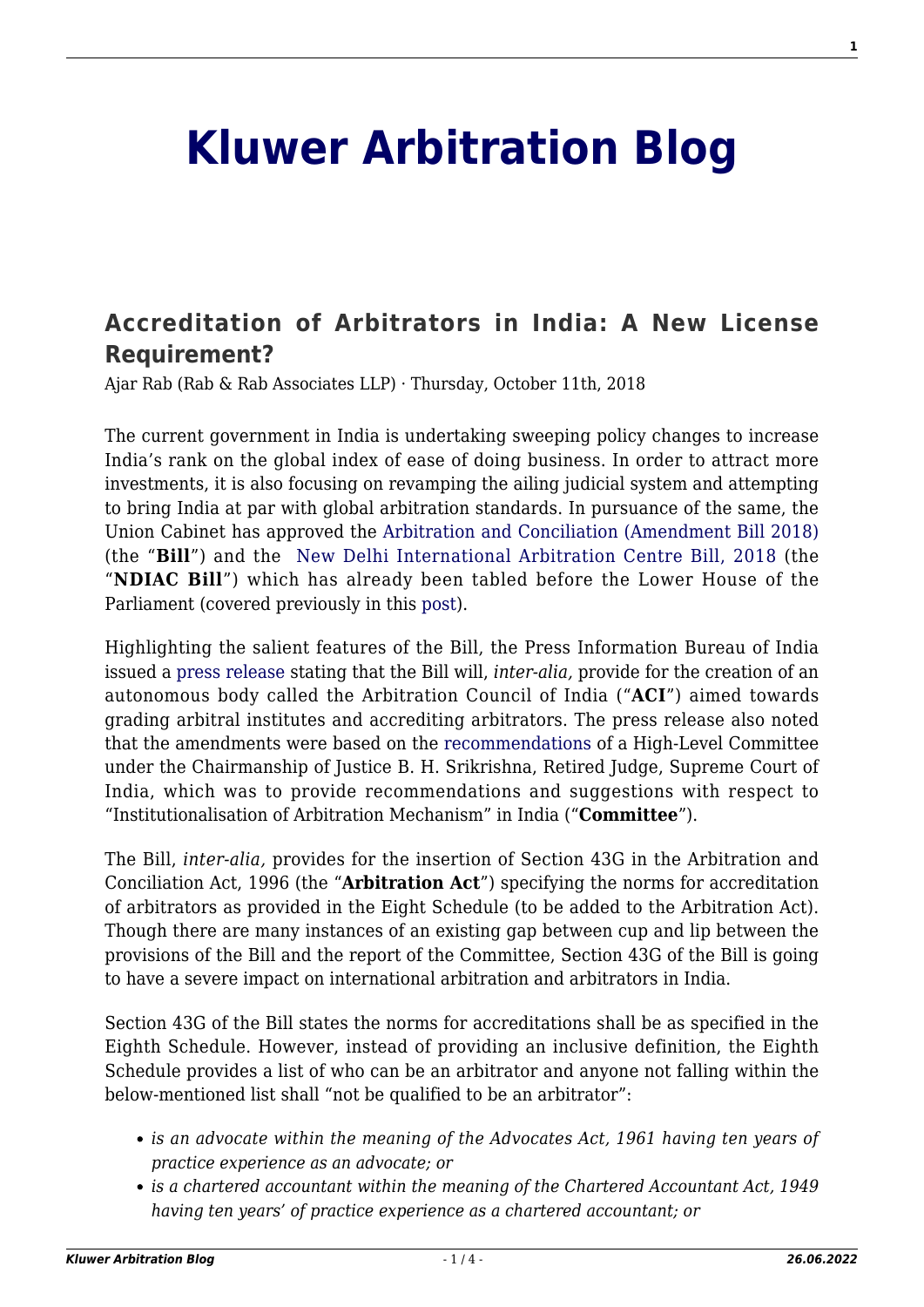# Kluwer Arbitration Blog

## Accreditation of Arbitrators in India: A New License Requirement?

Ajar Rab (Rab & Rab Associates LLP) · Thursday, October 11th, 2018

The current government in India is undertaking sweeping policy changes to increase India's rank on the global index of ease of doing business. In order to attract more investments, it is also focusing on revamping the ailing judicial system and attempting to bring India at par with global arbitration standards. In pursuance of the same, the Union Cabinet has approved the Arbitration and Conciliation (Amendment Bill 2018) (the "**Bill**") and the New Delhi International Arbitration Centre Bill, 2018 (the "**NDIAC Bill**") which has already been tabled before the Lower House of the Parliament (covered previously in this post).

Highlighting the salient features of the Bill, the Press Information Bureau of India issued a press release stating that the Bill will, *inter-alia,* provide for the creation of an autonomous body called the Arbitration Council of India ("**ACI**") aimed towards grading arbitral institutes and accrediting arbitrators. The press release also noted that the amendments were based on the recommendations of a High-Level Committee under the Chairmanship of Justice B. H. Srikrishna, Retired Judge, Supreme Court of India, which was to provide recommendations and suggestions with respect to "Institutionalisation of Arbitration Mechanism" in India ("**Committee**").

The Bill, *inter-alia,* provides for the insertion of Section 43G in the Arbitration and Conciliation Act, 1996 (the "**Arbitration Act**") specifying the norms for accreditation of arbitrators as provided in the Eight Schedule (to be added to the Arbitration Act). Though there are many instances of an existing gap between cup and lip between the provisions of the Bill and the report of the Committee, Section 43G of the Bill is going to have a severe impact on international arbitration and arbitrators in India.

Section 43G of the Bill states the norms for accreditations shall be as specified in the Eighth Schedule. However, instead of providing an inclusive definition, the Eighth Schedule provides a list of who can be an arbitrator and anyone not falling within the below-mentioned list shall "not be qualified to be an arbitrator":

- *is an advocate within the meaning of the Advocates Act, 1961 having ten years of practice experience as an advocate; or*
- *is a chartered accountant within the meaning of the Chartered Accountant Act, 1949 having ten years' of practice experience as a chartered accountant; or*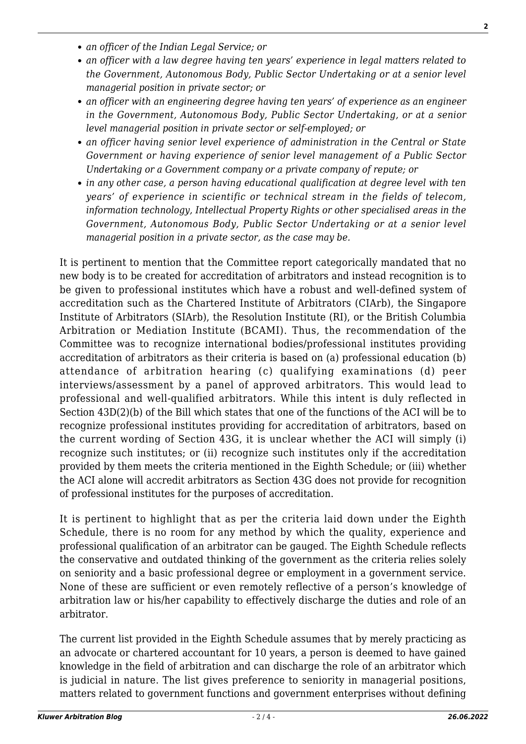- *an officer of the Indian Legal Service; or*
- *an officer with a law degree having ten years' experience in legal matters related to the Government, Autonomous Body, Public Sector Undertaking or at a senior level managerial position in private sector; or*
- *an officer with an engineering degree having ten years' of experience as an engineer in the Government, Autonomous Body, Public Sector Undertaking, or at a senior level managerial position in private sector or self-employed; or*
- *an officer having senior level experience of administration in the Central or State Government or having experience of senior level management of a Public Sector Undertaking or a Government company or a private company of repute; or*
- *in any other case, a person having educational qualification at degree level with ten years' of experience in scientific or technical stream in the fields of telecom, information technology, Intellectual Property Rights or other specialised areas in the Government, Autonomous Body, Public Sector Undertaking or at a senior level managerial position in a private sector, as the case may be.*

It is pertinent to mention that the Committee report categorically mandated that no new body is to be created for accreditation of arbitrators and instead recognition is to be given to professional institutes which have a robust and well-defined system of accreditation such as the Chartered Institute of Arbitrators (CIArb), the Singapore Institute of Arbitrators (SIArb), the Resolution Institute (RI), or the British Columbia Arbitration or Mediation Institute (BCAMI). Thus, the recommendation of the Committee was to recognize international bodies/professional institutes providing accreditation of arbitrators as their criteria is based on (a) professional education (b) attendance of arbitration hearing (c) qualifying examinations (d) peer interviews/assessment by a panel of approved arbitrators. This would lead to professional and well-qualified arbitrators. While this intent is duly reflected in Section 43D(2)(b) of the Bill which states that one of the functions of the ACI will be to recognize professional institutes providing for accreditation of arbitrators, based on the current wording of Section 43G, it is unclear whether the ACI will simply (i) recognize such institutes; or (ii) recognize such institutes only if the accreditation provided by them meets the criteria mentioned in the Eighth Schedule; or (iii) whether the ACI alone will accredit arbitrators as Section 43G does not provide for recognition of professional institutes for the purposes of accreditation.

It is pertinent to highlight that as per the criteria laid down under the Eighth Schedule, there is no room for any method by which the quality, experience and professional qualification of an arbitrator can be gauged. The Eighth Schedule reflects the conservative and outdated thinking of the government as the criteria relies solely on seniority and a basic professional degree or employment in a government service. None of these are sufficient or even remotely reflective of a person's knowledge of arbitration law or his/her capability to effectively discharge the duties and role of an arbitrator.

The current list provided in the Eighth Schedule assumes that by merely practicing as an advocate or chartered accountant for 10 years, a person is deemed to have gained knowledge in the field of arbitration and can discharge the role of an arbitrator which is judicial in nature. The list gives preference to seniority in managerial positions, matters related to government functions and government enterprises without defining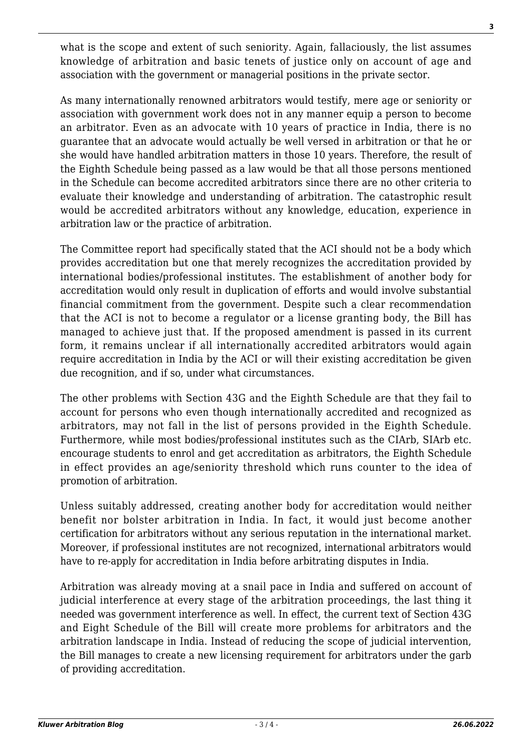what is the scope and extent of such seniority. Again, fallaciously, the list assumes knowledge of arbitration and basic tenets of justice only on account of age and association with the government or managerial positions in the private sector.

As many internationally renowned arbitrators would testify, mere age or seniority or association with government work does not in any manner equip a person to become an arbitrator. Even as an advocate with 10 years of practice in India, there is no guarantee that an advocate would actually be well versed in arbitration or that he or she would have handled arbitration matters in those 10 years. Therefore, the result of the Eighth Schedule being passed as a law would be that all those persons mentioned in the Schedule can become accredited arbitrators since there are no other criteria to evaluate their knowledge and understanding of arbitration. The catastrophic result would be accredited arbitrators without any knowledge, education, experience in arbitration law or the practice of arbitration.

The Committee report had specifically stated that the ACI should not be a body which provides accreditation but one that merely recognizes the accreditation provided by international bodies/professional institutes. The establishment of another body for accreditation would only result in duplication of efforts and would involve substantial financial commitment from the government. Despite such a clear recommendation that the ACI is not to become a regulator or a license granting body, the Bill has managed to achieve just that. If the proposed amendment is passed in its current form, it remains unclear if all internationally accredited arbitrators would again require accreditation in India by the ACI or will their existing accreditation be given due recognition, and if so, under what circumstances.

The other problems with Section 43G and the Eighth Schedule are that they fail to account for persons who even though internationally accredited and recognized as arbitrators, may not fall in the list of persons provided in the Eighth Schedule. Furthermore, while most bodies/professional institutes such as the CIArb, SIArb etc. encourage students to enrol and get accreditation as arbitrators, the Eighth Schedule in effect provides an age/seniority threshold which runs counter to the idea of promotion of arbitration.

Unless suitably addressed, creating another body for accreditation would neither benefit nor bolster arbitration in India. In fact, it would just become another certification for arbitrators without any serious reputation in the international market. Moreover, if professional institutes are not recognized, international arbitrators would have to re-apply for accreditation in India before arbitrating disputes in India.

Arbitration was already moving at a snail pace in India and suffered on account of judicial interference at every stage of the arbitration proceedings, the last thing it needed was government interference as well. In effect, the current text of Section 43G and Eight Schedule of the Bill will create more problems for arbitrators and the arbitration landscape in India. Instead of reducing the scope of judicial intervention, the Bill manages to create a new licensing requirement for arbitrators under the garb of providing accreditation.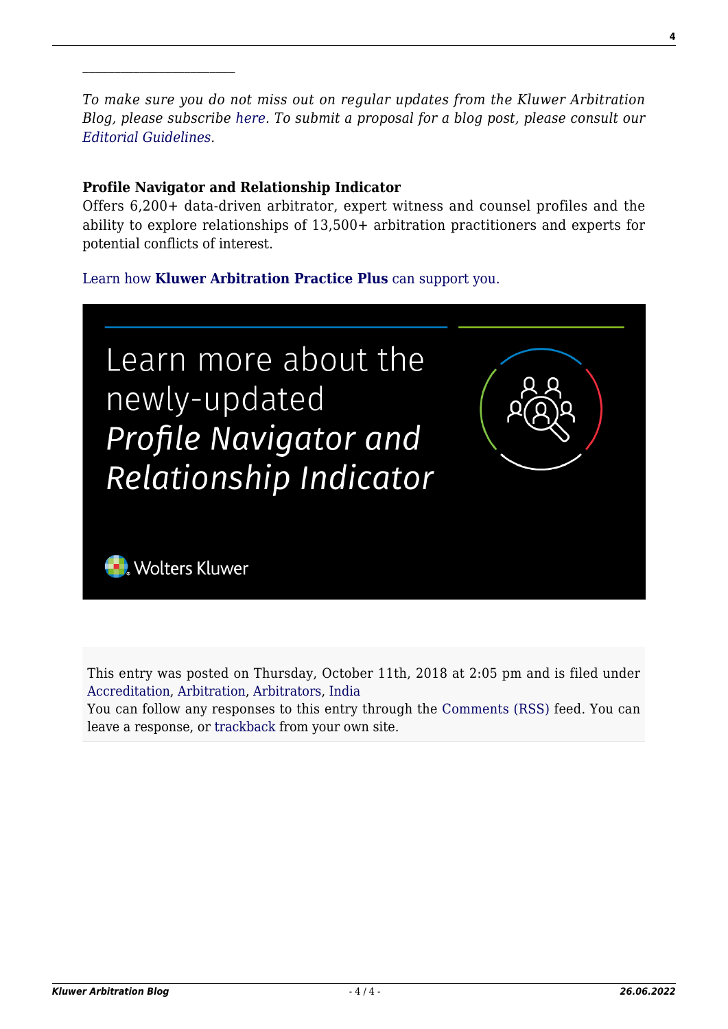*To make sure you do not miss out on regular updates from the Kluwer Arbitration Blog, please subscribe here. To submit a proposal for a blog post, please consult our Editorial Guidelines.*

**Profile Navigator and Relationship Indicator**
Offers 6,200+ data-driven arbitrator, expert witness and counsel profiles and the ability to explore relationships of 13,500+ arbitration practitioners and experts for potential conflicts of interest.

Learn how **Kluwer Arbitration Practice Plus** can support you.

Learn more about the newly-updated *Profile Navigator and Relationship Indicator*

Wolters Kluwer

This entry was posted on Thursday, October 11th, 2018 at 2:05 pm and is filed under Accreditation, Arbitration, Arbitrators, India
You can follow any responses to this entry through the Comments (RSS) feed. You can leave a response, or trackback from your own site.